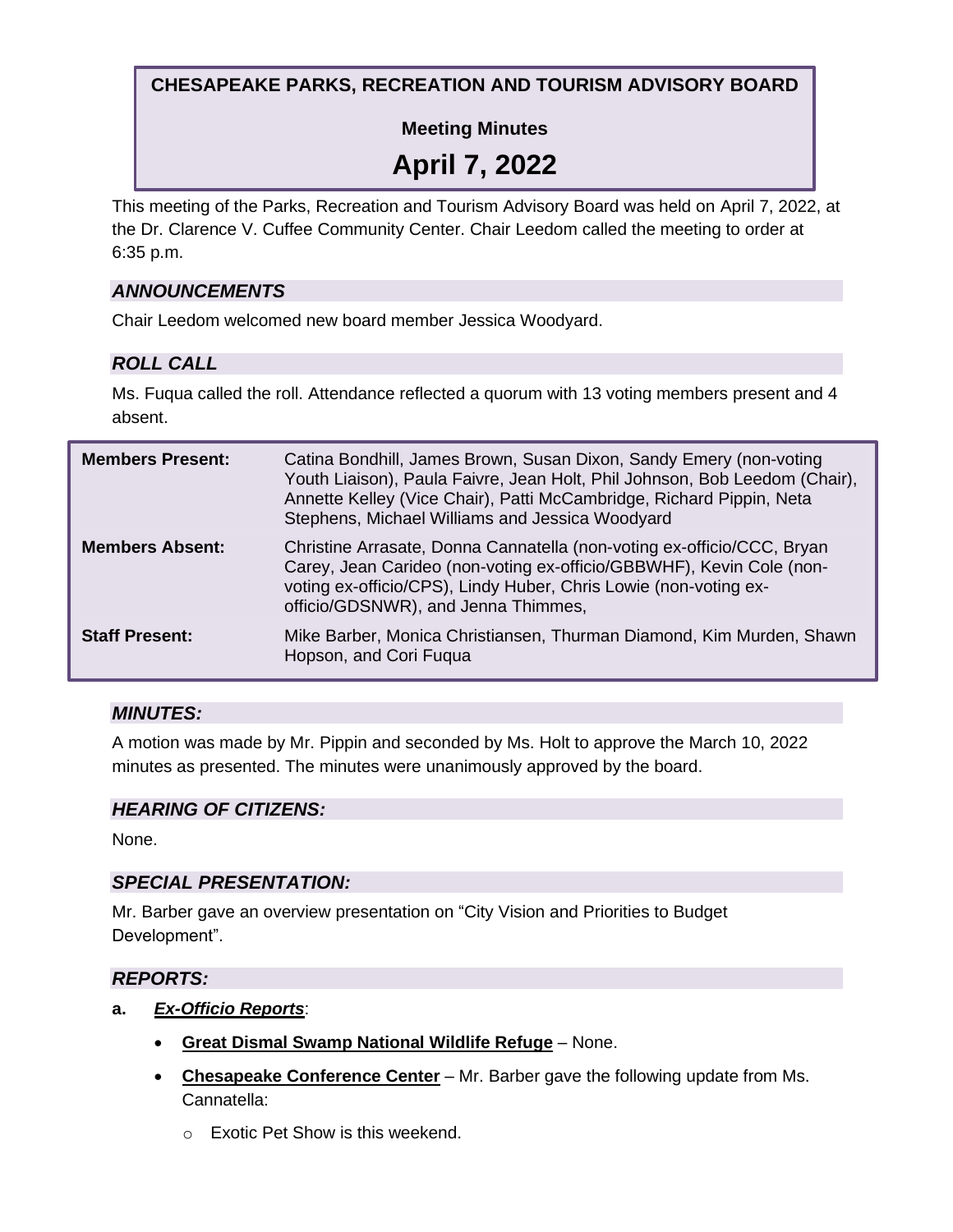# CHESAPEAKE PARKS, RECREATION AND TOURISM ADVISORY BOARD

## Meeting Minutes

# April 7, 2022

This meeting of the Parks, Recreation and Tourism Advisory Board was held on April 7, 2022, at the Dr. Clarence V. Cuffee Community Center. Chair Leedom called the meeting to order at 6:35 p.m.

### *ANNOUNCEMENTS*

Chair Leedom welcomed new board member Jessica Woodyard.

### *ROLL CALL*

Ms. Fuqua called the roll. Attendance reflected a quorum with 13 voting members present and 4 absent.

| | |
|---|---|
| **Members Present:** | Catina Bondhill, James Brown, Susan Dixon, Sandy Emery (non-voting Youth Liaison), Paula Faivre, Jean Holt, Phil Johnson, Bob Leedom (Chair), Annette Kelley (Vice Chair), Patti McCambridge, Richard Pippin, Neta Stephens, Michael Williams and Jessica Woodyard |
| **Members Absent:** | Christine Arrasate, Donna Cannatella (non-voting ex-officio/CCC, Bryan Carey, Jean Carideo (non-voting ex-officio/GBBWHF), Kevin Cole (non-voting ex-officio/CPS), Lindy Huber, Chris Lowie (non-voting ex-officio/GDSNWR), and Jenna Thimmes, |
| **Staff Present:** | Mike Barber, Monica Christiansen, Thurman Diamond, Kim Murden, Shawn Hopson, and Cori Fuqua |

### *MINUTES:*

A motion was made by Mr. Pippin and seconded by Ms. Holt to approve the March 10, 2022 minutes as presented. The minutes were unanimously approved by the board.

### *HEARING OF CITIZENS:*

None.

### *SPECIAL PRESENTATION:*

Mr. Barber gave an overview presentation on "City Vision and Priorities to Budget Development".

### *REPORTS:*

**a.** ***Ex-Officio Reports***:

- **Great Dismal Swamp National Wildlife Refuge** – None.
- **Chesapeake Conference Center** – Mr. Barber gave the following update from Ms. Cannatella:
  - Exotic Pet Show is this weekend.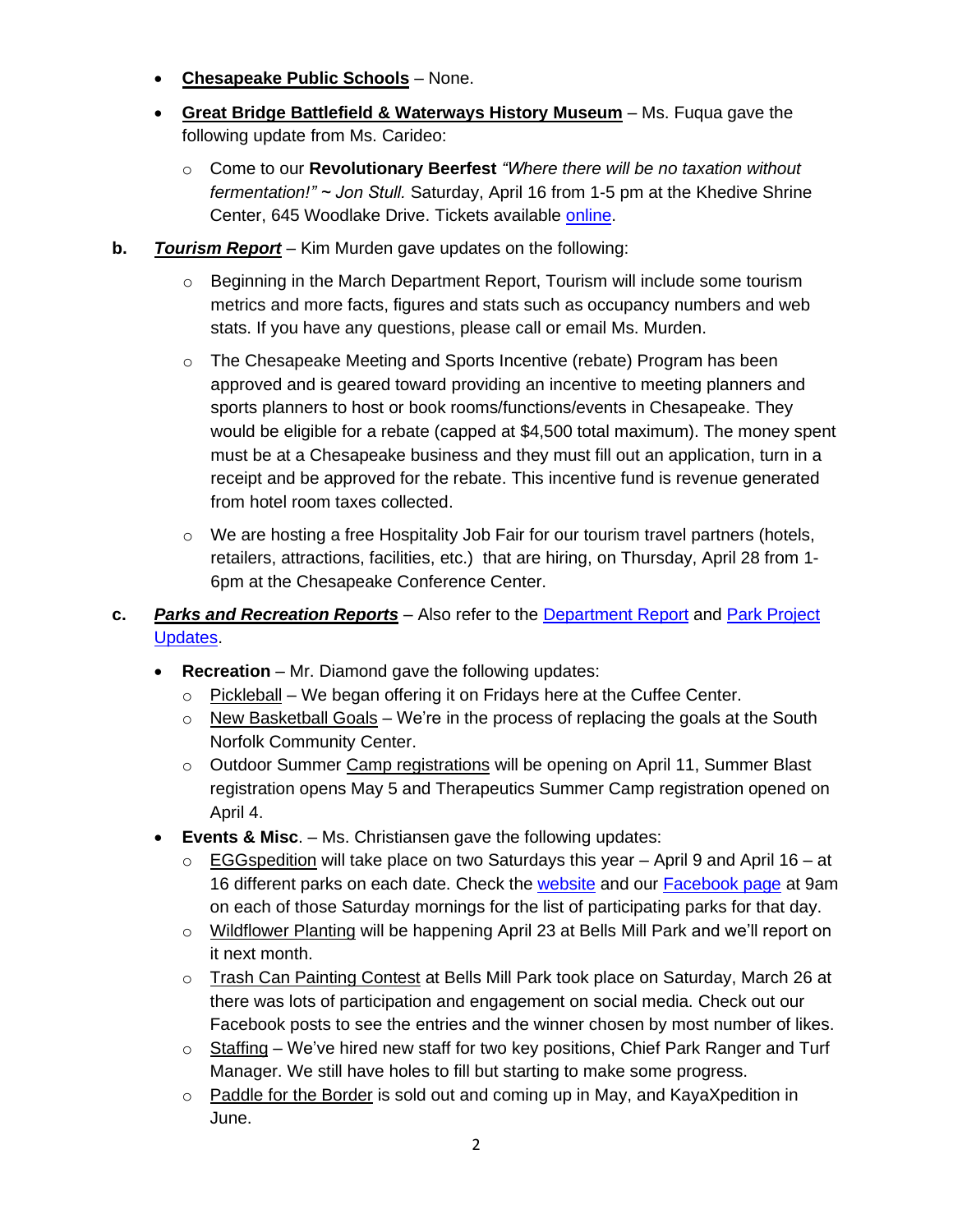- **Chesapeake Public Schools** – None.
- **Great Bridge Battlefield & Waterways History Museum** – Ms. Fuqua gave the following update from Ms. Carideo:
  - Come to our **Revolutionary Beerfest** *"Where there will be no taxation without fermentation!" ~ Jon Stull.* Saturday, April 16 from 1-5 pm at the Khedive Shrine Center, 645 Woodlake Drive. Tickets available online.

**b.** ***Tourism Report*** – Kim Murden gave updates on the following:

- Beginning in the March Department Report, Tourism will include some tourism metrics and more facts, figures and stats such as occupancy numbers and web stats. If you have any questions, please call or email Ms. Murden.
- The Chesapeake Meeting and Sports Incentive (rebate) Program has been approved and is geared toward providing an incentive to meeting planners and sports planners to host or book rooms/functions/events in Chesapeake. They would be eligible for a rebate (capped at $4,500 total maximum). The money spent must be at a Chesapeake business and they must fill out an application, turn in a receipt and be approved for the rebate. This incentive fund is revenue generated from hotel room taxes collected.
- We are hosting a free Hospitality Job Fair for our tourism travel partners (hotels, retailers, attractions, facilities, etc.) that are hiring, on Thursday, April 28 from 1-6pm at the Chesapeake Conference Center.

**c.** ***Parks and Recreation Reports*** – Also refer to the Department Report and Park Project Updates.

- **Recreation** – Mr. Diamond gave the following updates:
  - Pickleball – We began offering it on Fridays here at the Cuffee Center.
  - New Basketball Goals – We're in the process of replacing the goals at the South Norfolk Community Center.
  - Outdoor Summer Camp registrations will be opening on April 11, Summer Blast registration opens May 5 and Therapeutics Summer Camp registration opened on April 4.
- **Events & Misc**. – Ms. Christiansen gave the following updates:
  - EGGspedition will take place on two Saturdays this year – April 9 and April 16 – at 16 different parks on each date. Check the website and our Facebook page at 9am on each of those Saturday mornings for the list of participating parks for that day.
  - Wildflower Planting will be happening April 23 at Bells Mill Park and we'll report on it next month.
  - Trash Can Painting Contest at Bells Mill Park took place on Saturday, March 26 at there was lots of participation and engagement on social media. Check out our Facebook posts to see the entries and the winner chosen by most number of likes.
  - Staffing – We've hired new staff for two key positions, Chief Park Ranger and Turf Manager. We still have holes to fill but starting to make some progress.
  - Paddle for the Border is sold out and coming up in May, and KayaXpedition in June.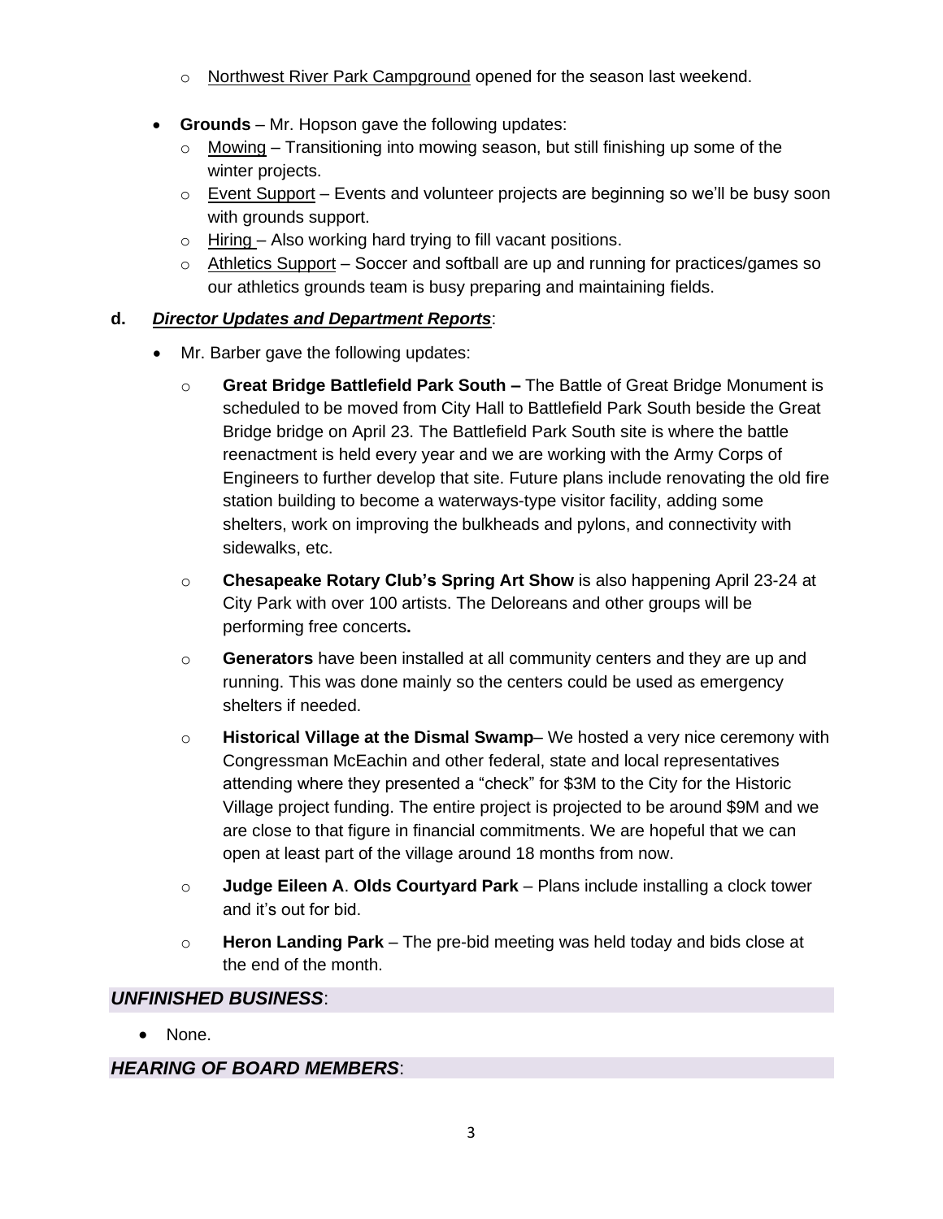- Northwest River Park Campground opened for the season last weekend.

- **Grounds** – Mr. Hopson gave the following updates:
  - Mowing – Transitioning into mowing season, but still finishing up some of the winter projects.
  - Event Support – Events and volunteer projects are beginning so we'll be busy soon with grounds support.
  - Hiring – Also working hard trying to fill vacant positions.
  - Athletics Support – Soccer and softball are up and running for practices/games so our athletics grounds team is busy preparing and maintaining fields.

**d.** ***Director Updates and Department Reports***:

- Mr. Barber gave the following updates:
  - **Great Bridge Battlefield Park South –** The Battle of Great Bridge Monument is scheduled to be moved from City Hall to Battlefield Park South beside the Great Bridge bridge on April 23. The Battlefield Park South site is where the battle reenactment is held every year and we are working with the Army Corps of Engineers to further develop that site. Future plans include renovating the old fire station building to become a waterways-type visitor facility, adding some shelters, work on improving the bulkheads and pylons, and connectivity with sidewalks, etc.
  - **Chesapeake Rotary Club's Spring Art Show** is also happening April 23-24 at City Park with over 100 artists. The Deloreans and other groups will be performing free concerts**.**
  - **Generators** have been installed at all community centers and they are up and running. This was done mainly so the centers could be used as emergency shelters if needed.
  - **Historical Village at the Dismal Swamp**– We hosted a very nice ceremony with Congressman McEachin and other federal, state and local representatives attending where they presented a "check" for $3M to the City for the Historic Village project funding. The entire project is projected to be around $9M and we are close to that figure in financial commitments. We are hopeful that we can open at least part of the village around 18 months from now.
  - **Judge Eileen A**. **Olds Courtyard Park** – Plans include installing a clock tower and it's out for bid.
  - **Heron Landing Park** – The pre-bid meeting was held today and bids close at the end of the month.

## ***UNFINISHED BUSINESS***:

- None.

## ***HEARING OF BOARD MEMBERS***: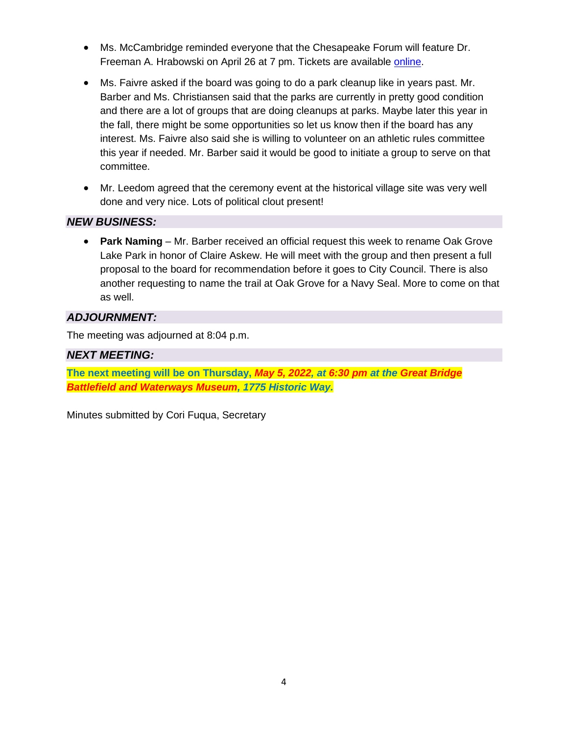- Ms. McCambridge reminded everyone that the Chesapeake Forum will feature Dr. Freeman A. Hrabowski on April 26 at 7 pm. Tickets are available online.
- Ms. Faivre asked if the board was going to do a park cleanup like in years past. Mr. Barber and Ms. Christiansen said that the parks are currently in pretty good condition and there are a lot of groups that are doing cleanups at parks. Maybe later this year in the fall, there might be some opportunities so let us know then if the board has any interest. Ms. Faivre also said she is willing to volunteer on an athletic rules committee this year if needed. Mr. Barber said it would be good to initiate a group to serve on that committee.
- Mr. Leedom agreed that the ceremony event at the historical village site was very well done and very nice. Lots of political clout present!

## *NEW BUSINESS:*

- **Park Naming** – Mr. Barber received an official request this week to rename Oak Grove Lake Park in honor of Claire Askew. He will meet with the group and then present a full proposal to the board for recommendation before it goes to City Council. There is also another requesting to name the trail at Oak Grove for a Navy Seal. More to come on that as well.

## *ADJOURNMENT:*

The meeting was adjourned at 8:04 p.m.

## *NEXT MEETING:*

**The next meeting will be on Thursday, *May 5, 2022, at 6:30 pm at the Great Bridge Battlefield and Waterways Museum, 1775 Historic Way.***

Minutes submitted by Cori Fuqua, Secretary